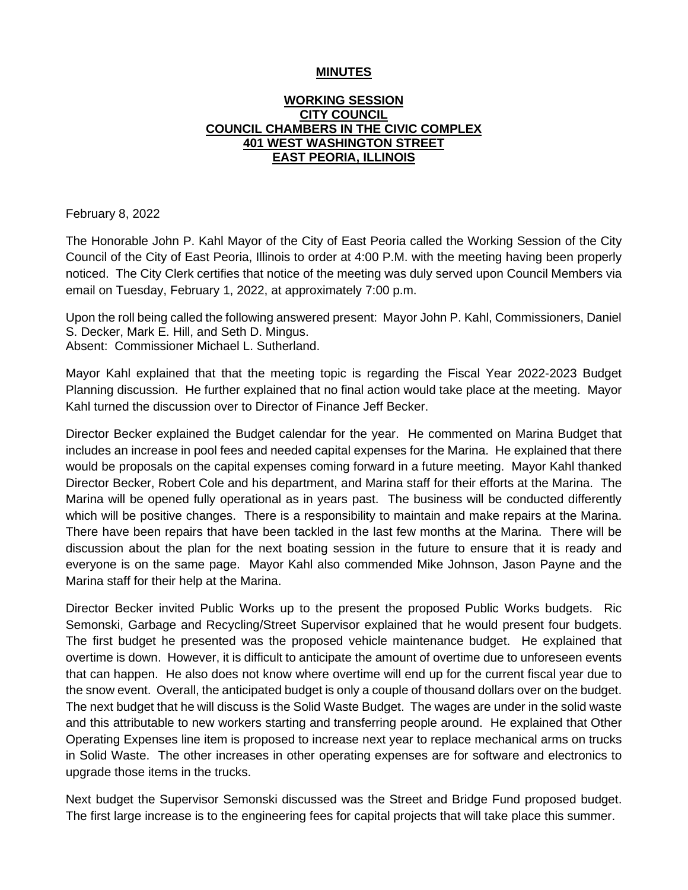**MINUTES**

**WORKING SESSION**
**CITY COUNCIL**
**COUNCIL CHAMBERS IN THE CIVIC COMPLEX**
**401 WEST WASHINGTON STREET**
**EAST PEORIA, ILLINOIS**

February 8, 2022

The Honorable John P. Kahl Mayor of the City of East Peoria called the Working Session of the City Council of the City of East Peoria, Illinois to order at 4:00 P.M. with the meeting having been properly noticed. The City Clerk certifies that notice of the meeting was duly served upon Council Members via email on Tuesday, February 1, 2022, at approximately 7:00 p.m.

Upon the roll being called the following answered present: Mayor John P. Kahl, Commissioners, Daniel S. Decker, Mark E. Hill, and Seth D. Mingus.
Absent: Commissioner Michael L. Sutherland.

Mayor Kahl explained that that the meeting topic is regarding the Fiscal Year 2022-2023 Budget Planning discussion. He further explained that no final action would take place at the meeting. Mayor Kahl turned the discussion over to Director of Finance Jeff Becker.

Director Becker explained the Budget calendar for the year. He commented on Marina Budget that includes an increase in pool fees and needed capital expenses for the Marina. He explained that there would be proposals on the capital expenses coming forward in a future meeting. Mayor Kahl thanked Director Becker, Robert Cole and his department, and Marina staff for their efforts at the Marina. The Marina will be opened fully operational as in years past. The business will be conducted differently which will be positive changes. There is a responsibility to maintain and make repairs at the Marina. There have been repairs that have been tackled in the last few months at the Marina. There will be discussion about the plan for the next boating session in the future to ensure that it is ready and everyone is on the same page. Mayor Kahl also commended Mike Johnson, Jason Payne and the Marina staff for their help at the Marina.

Director Becker invited Public Works up to the present the proposed Public Works budgets. Ric Semonski, Garbage and Recycling/Street Supervisor explained that he would present four budgets. The first budget he presented was the proposed vehicle maintenance budget. He explained that overtime is down. However, it is difficult to anticipate the amount of overtime due to unforeseen events that can happen. He also does not know where overtime will end up for the current fiscal year due to the snow event. Overall, the anticipated budget is only a couple of thousand dollars over on the budget. The next budget that he will discuss is the Solid Waste Budget. The wages are under in the solid waste and this attributable to new workers starting and transferring people around. He explained that Other Operating Expenses line item is proposed to increase next year to replace mechanical arms on trucks in Solid Waste. The other increases in other operating expenses are for software and electronics to upgrade those items in the trucks.

Next budget the Supervisor Semonski discussed was the Street and Bridge Fund proposed budget. The first large increase is to the engineering fees for capital projects that will take place this summer.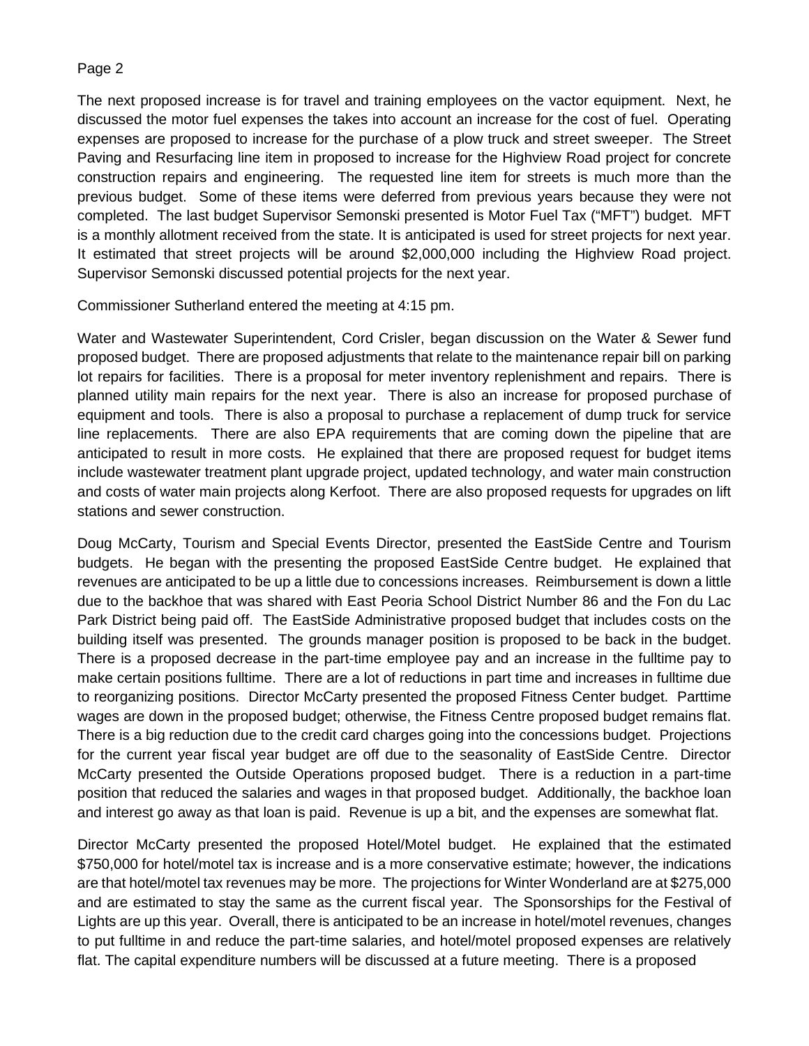The next proposed increase is for travel and training employees on the vactor equipment. Next, he discussed the motor fuel expenses the takes into account an increase for the cost of fuel. Operating expenses are proposed to increase for the purchase of a plow truck and street sweeper. The Street Paving and Resurfacing line item in proposed to increase for the Highview Road project for concrete construction repairs and engineering. The requested line item for streets is much more than the previous budget. Some of these items were deferred from previous years because they were not completed. The last budget Supervisor Semonski presented is Motor Fuel Tax ("MFT") budget. MFT is a monthly allotment received from the state. It is anticipated is used for street projects for next year. It estimated that street projects will be around $2,000,000 including the Highview Road project. Supervisor Semonski discussed potential projects for the next year.

Commissioner Sutherland entered the meeting at 4:15 pm.

Water and Wastewater Superintendent, Cord Crisler, began discussion on the Water & Sewer fund proposed budget. There are proposed adjustments that relate to the maintenance repair bill on parking lot repairs for facilities. There is a proposal for meter inventory replenishment and repairs. There is planned utility main repairs for the next year. There is also an increase for proposed purchase of equipment and tools. There is also a proposal to purchase a replacement of dump truck for service line replacements. There are also EPA requirements that are coming down the pipeline that are anticipated to result in more costs. He explained that there are proposed request for budget items include wastewater treatment plant upgrade project, updated technology, and water main construction and costs of water main projects along Kerfoot. There are also proposed requests for upgrades on lift stations and sewer construction.

Doug McCarty, Tourism and Special Events Director, presented the EastSide Centre and Tourism budgets. He began with the presenting the proposed EastSide Centre budget. He explained that revenues are anticipated to be up a little due to concessions increases. Reimbursement is down a little due to the backhoe that was shared with East Peoria School District Number 86 and the Fon du Lac Park District being paid off. The EastSide Administrative proposed budget that includes costs on the building itself was presented. The grounds manager position is proposed to be back in the budget. There is a proposed decrease in the part-time employee pay and an increase in the fulltime pay to make certain positions fulltime. There are a lot of reductions in part time and increases in fulltime due to reorganizing positions. Director McCarty presented the proposed Fitness Center budget. Parttime wages are down in the proposed budget; otherwise, the Fitness Centre proposed budget remains flat. There is a big reduction due to the credit card charges going into the concessions budget. Projections for the current year fiscal year budget are off due to the seasonality of EastSide Centre. Director McCarty presented the Outside Operations proposed budget. There is a reduction in a part-time position that reduced the salaries and wages in that proposed budget. Additionally, the backhoe loan and interest go away as that loan is paid. Revenue is up a bit, and the expenses are somewhat flat.

Director McCarty presented the proposed Hotel/Motel budget. He explained that the estimated $750,000 for hotel/motel tax is increase and is a more conservative estimate; however, the indications are that hotel/motel tax revenues may be more. The projections for Winter Wonderland are at $275,000 and are estimated to stay the same as the current fiscal year. The Sponsorships for the Festival of Lights are up this year. Overall, there is anticipated to be an increase in hotel/motel revenues, changes to put fulltime in and reduce the part-time salaries, and hotel/motel proposed expenses are relatively flat. The capital expenditure numbers will be discussed at a future meeting. There is a proposed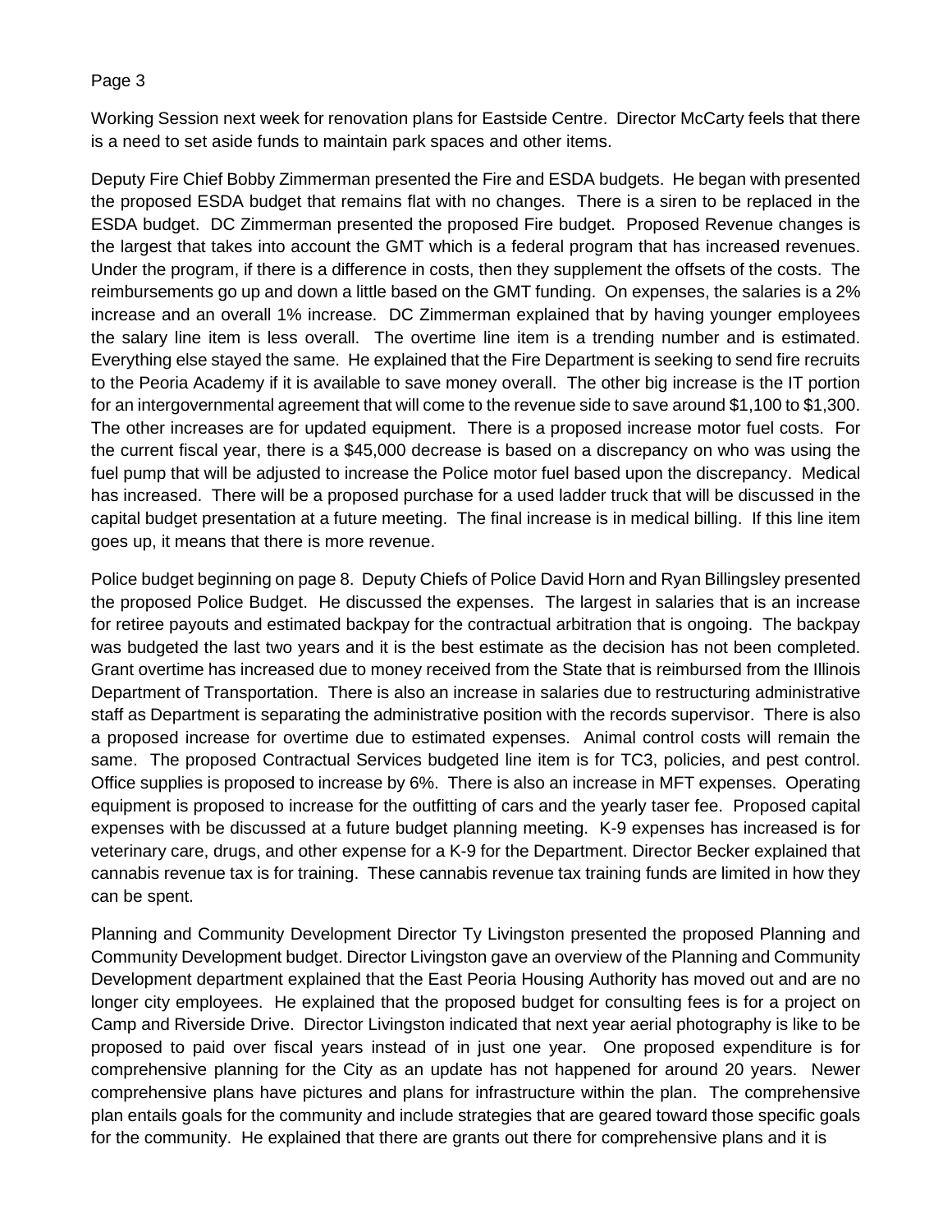Working Session next week for renovation plans for Eastside Centre. Director McCarty feels that there is a need to set aside funds to maintain park spaces and other items.

Deputy Fire Chief Bobby Zimmerman presented the Fire and ESDA budgets. He began with presented the proposed ESDA budget that remains flat with no changes. There is a siren to be replaced in the ESDA budget. DC Zimmerman presented the proposed Fire budget. Proposed Revenue changes is the largest that takes into account the GMT which is a federal program that has increased revenues. Under the program, if there is a difference in costs, then they supplement the offsets of the costs. The reimbursements go up and down a little based on the GMT funding. On expenses, the salaries is a 2% increase and an overall 1% increase. DC Zimmerman explained that by having younger employees the salary line item is less overall. The overtime line item is a trending number and is estimated. Everything else stayed the same. He explained that the Fire Department is seeking to send fire recruits to the Peoria Academy if it is available to save money overall. The other big increase is the IT portion for an intergovernmental agreement that will come to the revenue side to save around $1,100 to $1,300. The other increases are for updated equipment. There is a proposed increase motor fuel costs. For the current fiscal year, there is a $45,000 decrease is based on a discrepancy on who was using the fuel pump that will be adjusted to increase the Police motor fuel based upon the discrepancy. Medical has increased. There will be a proposed purchase for a used ladder truck that will be discussed in the capital budget presentation at a future meeting. The final increase is in medical billing. If this line item goes up, it means that there is more revenue.

Police budget beginning on page 8. Deputy Chiefs of Police David Horn and Ryan Billingsley presented the proposed Police Budget. He discussed the expenses. The largest in salaries that is an increase for retiree payouts and estimated backpay for the contractual arbitration that is ongoing. The backpay was budgeted the last two years and it is the best estimate as the decision has not been completed. Grant overtime has increased due to money received from the State that is reimbursed from the Illinois Department of Transportation. There is also an increase in salaries due to restructuring administrative staff as Department is separating the administrative position with the records supervisor. There is also a proposed increase for overtime due to estimated expenses. Animal control costs will remain the same. The proposed Contractual Services budgeted line item is for TC3, policies, and pest control. Office supplies is proposed to increase by 6%. There is also an increase in MFT expenses. Operating equipment is proposed to increase for the outfitting of cars and the yearly taser fee. Proposed capital expenses with be discussed at a future budget planning meeting. K-9 expenses has increased is for veterinary care, drugs, and other expense for a K-9 for the Department. Director Becker explained that cannabis revenue tax is for training. These cannabis revenue tax training funds are limited in how they can be spent.

Planning and Community Development Director Ty Livingston presented the proposed Planning and Community Development budget. Director Livingston gave an overview of the Planning and Community Development department explained that the East Peoria Housing Authority has moved out and are no longer city employees. He explained that the proposed budget for consulting fees is for a project on Camp and Riverside Drive. Director Livingston indicated that next year aerial photography is like to be proposed to paid over fiscal years instead of in just one year. One proposed expenditure is for comprehensive planning for the City as an update has not happened for around 20 years. Newer comprehensive plans have pictures and plans for infrastructure within the plan. The comprehensive plan entails goals for the community and include strategies that are geared toward those specific goals for the community. He explained that there are grants out there for comprehensive plans and it is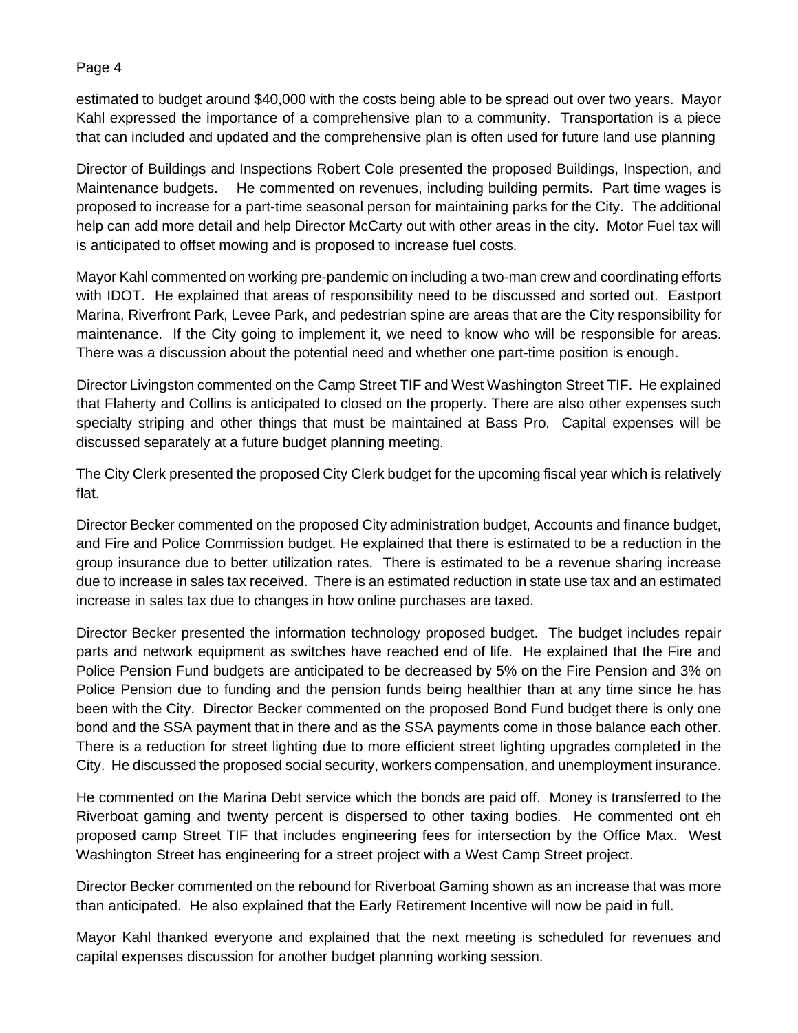estimated to budget around $40,000 with the costs being able to be spread out over two years. Mayor Kahl expressed the importance of a comprehensive plan to a community. Transportation is a piece that can included and updated and the comprehensive plan is often used for future land use planning

Director of Buildings and Inspections Robert Cole presented the proposed Buildings, Inspection, and Maintenance budgets. He commented on revenues, including building permits. Part time wages is proposed to increase for a part-time seasonal person for maintaining parks for the City. The additional help can add more detail and help Director McCarty out with other areas in the city. Motor Fuel tax will is anticipated to offset mowing and is proposed to increase fuel costs.

Mayor Kahl commented on working pre-pandemic on including a two-man crew and coordinating efforts with IDOT. He explained that areas of responsibility need to be discussed and sorted out. Eastport Marina, Riverfront Park, Levee Park, and pedestrian spine are areas that are the City responsibility for maintenance. If the City going to implement it, we need to know who will be responsible for areas. There was a discussion about the potential need and whether one part-time position is enough.

Director Livingston commented on the Camp Street TIF and West Washington Street TIF. He explained that Flaherty and Collins is anticipated to closed on the property. There are also other expenses such specialty striping and other things that must be maintained at Bass Pro. Capital expenses will be discussed separately at a future budget planning meeting.

The City Clerk presented the proposed City Clerk budget for the upcoming fiscal year which is relatively flat.

Director Becker commented on the proposed City administration budget, Accounts and finance budget, and Fire and Police Commission budget. He explained that there is estimated to be a reduction in the group insurance due to better utilization rates. There is estimated to be a revenue sharing increase due to increase in sales tax received. There is an estimated reduction in state use tax and an estimated increase in sales tax due to changes in how online purchases are taxed.

Director Becker presented the information technology proposed budget. The budget includes repair parts and network equipment as switches have reached end of life. He explained that the Fire and Police Pension Fund budgets are anticipated to be decreased by 5% on the Fire Pension and 3% on Police Pension due to funding and the pension funds being healthier than at any time since he has been with the City. Director Becker commented on the proposed Bond Fund budget there is only one bond and the SSA payment that in there and as the SSA payments come in those balance each other. There is a reduction for street lighting due to more efficient street lighting upgrades completed in the City. He discussed the proposed social security, workers compensation, and unemployment insurance.

He commented on the Marina Debt service which the bonds are paid off. Money is transferred to the Riverboat gaming and twenty percent is dispersed to other taxing bodies. He commented ont eh proposed camp Street TIF that includes engineering fees for intersection by the Office Max. West Washington Street has engineering for a street project with a West Camp Street project.

Director Becker commented on the rebound for Riverboat Gaming shown as an increase that was more than anticipated. He also explained that the Early Retirement Incentive will now be paid in full.

Mayor Kahl thanked everyone and explained that the next meeting is scheduled for revenues and capital expenses discussion for another budget planning working session.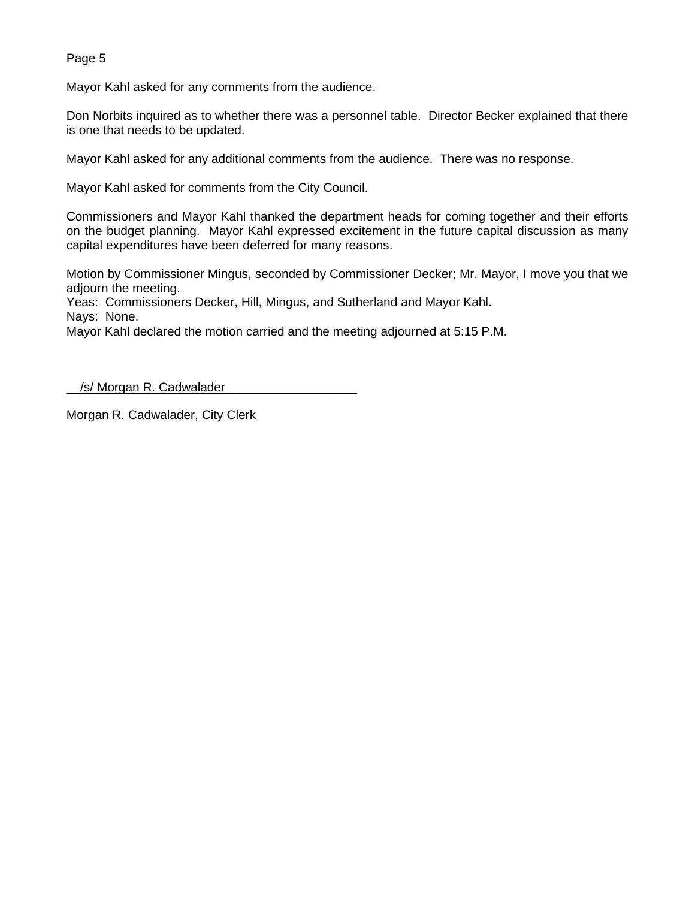Mayor Kahl asked for any comments from the audience.

Don Norbits inquired as to whether there was a personnel table. Director Becker explained that there is one that needs to be updated.

Mayor Kahl asked for any additional comments from the audience. There was no response.

Mayor Kahl asked for comments from the City Council.

Commissioners and Mayor Kahl thanked the department heads for coming together and their efforts on the budget planning. Mayor Kahl expressed excitement in the future capital discussion as many capital expenditures have been deferred for many reasons.

Motion by Commissioner Mingus, seconded by Commissioner Decker; Mr. Mayor, I move you that we adjourn the meeting.
Yeas: Commissioners Decker, Hill, Mingus, and Sutherland and Mayor Kahl.
Nays: None.
Mayor Kahl declared the motion carried and the meeting adjourned at 5:15 P.M.

/s/ Morgan R. Cadwalader

Morgan R. Cadwalader, City Clerk